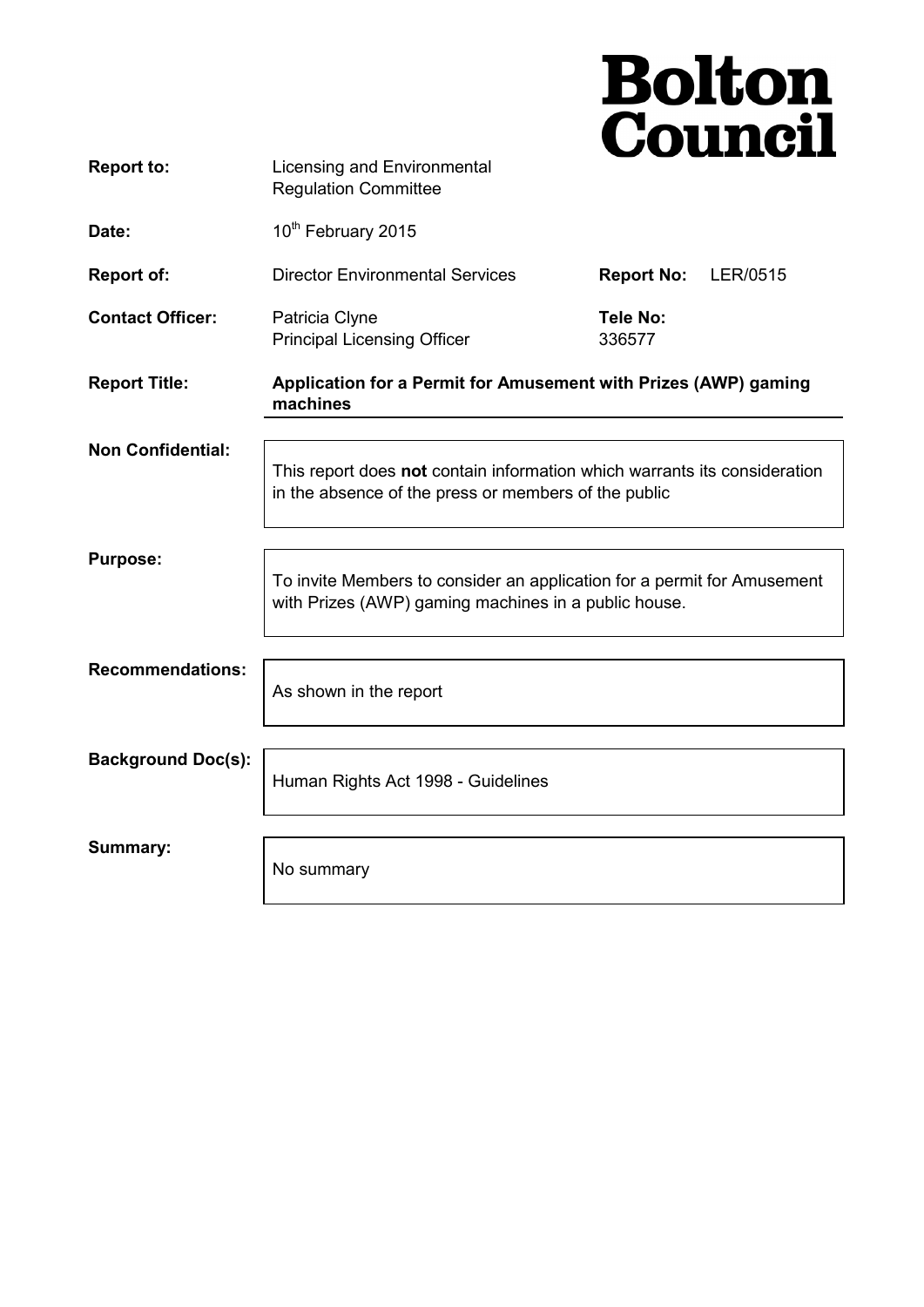# Bolton Council

**Report to:** Licensing and Environmental Regulation Committee

**Date:** 10th February 2015

**Report of:** Director Environmental Services

**Report No:** LER/0515

**Contact Officer:** Patricia Clyne, Principal Licensing Officer

**Tele No:** 336577

**Report Title:** **Application for a Permit for Amusement with Prizes (AWP) gaming machines**

**Non Confidential:**

This report does **not** contain information which warrants its consideration in the absence of the press or members of the public

**Purpose:**

To invite Members to consider an application for a permit for Amusement with Prizes (AWP) gaming machines in a public house.

**Recommendations:**

As shown in the report

**Background Doc(s):**

Human Rights Act 1998 - Guidelines

**Summary:**

No summary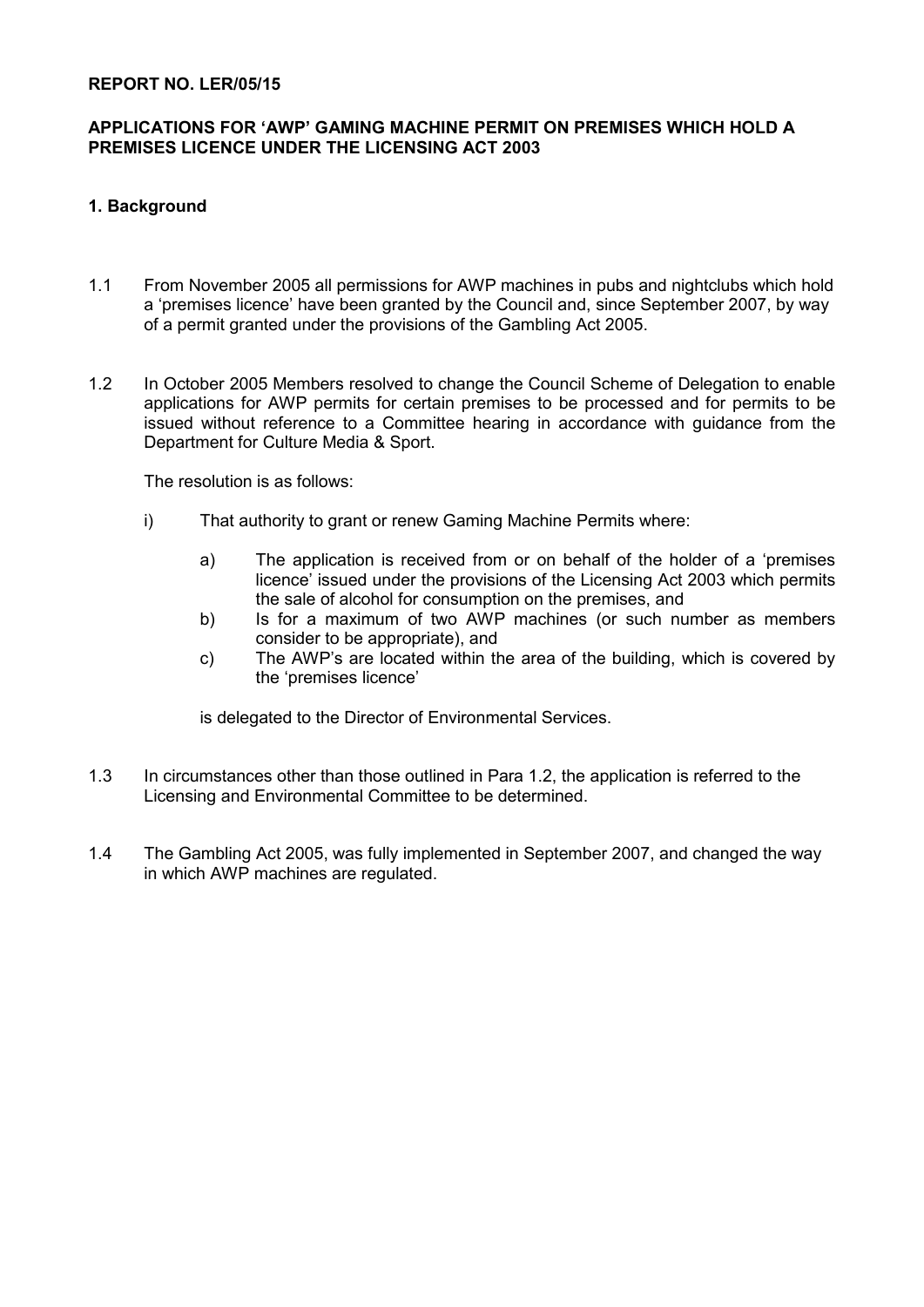**REPORT NO. LER/05/15**

**APPLICATIONS FOR 'AWP' GAMING MACHINE PERMIT ON PREMISES WHICH HOLD A PREMISES LICENCE UNDER THE LICENSING ACT 2003**

## 1. Background

1.1 From November 2005 all permissions for AWP machines in pubs and nightclubs which hold a 'premises licence' have been granted by the Council and, since September 2007, by way of a permit granted under the provisions of the Gambling Act 2005.

1.2 In October 2005 Members resolved to change the Council Scheme of Delegation to enable applications for AWP permits for certain premises to be processed and for permits to be issued without reference to a Committee hearing in accordance with guidance from the Department for Culture Media & Sport.

The resolution is as follows:

i) That authority to grant or renew Gaming Machine Permits where:

a) The application is received from or on behalf of the holder of a 'premises licence' issued under the provisions of the Licensing Act 2003 which permits the sale of alcohol for consumption on the premises, and

b) Is for a maximum of two AWP machines (or such number as members consider to be appropriate), and

c) The AWP's are located within the area of the building, which is covered by the 'premises licence'

is delegated to the Director of Environmental Services.

1.3 In circumstances other than those outlined in Para 1.2, the application is referred to the Licensing and Environmental Committee to be determined.

1.4 The Gambling Act 2005, was fully implemented in September 2007, and changed the way in which AWP machines are regulated.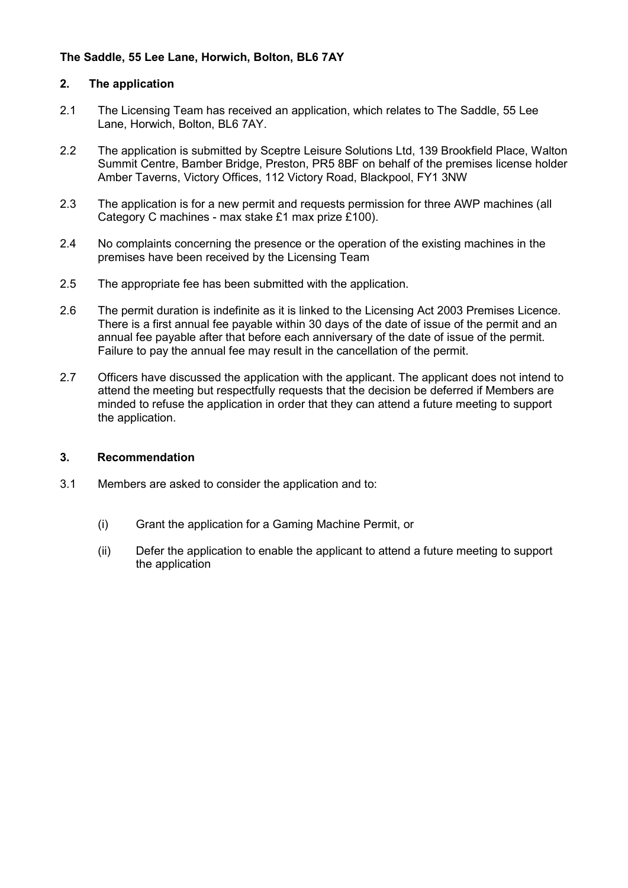**The Saddle, 55 Lee Lane, Horwich, Bolton, BL6 7AY**

## 2. The application

2.1 The Licensing Team has received an application, which relates to The Saddle, 55 Lee Lane, Horwich, Bolton, BL6 7AY.

2.2 The application is submitted by Sceptre Leisure Solutions Ltd, 139 Brookfield Place, Walton Summit Centre, Bamber Bridge, Preston, PR5 8BF on behalf of the premises license holder Amber Taverns, Victory Offices, 112 Victory Road, Blackpool, FY1 3NW

2.3 The application is for a new permit and requests permission for three AWP machines (all Category C machines - max stake £1 max prize £100).

2.4 No complaints concerning the presence or the operation of the existing machines in the premises have been received by the Licensing Team

2.5 The appropriate fee has been submitted with the application.

2.6 The permit duration is indefinite as it is linked to the Licensing Act 2003 Premises Licence. There is a first annual fee payable within 30 days of the date of issue of the permit and an annual fee payable after that before each anniversary of the date of issue of the permit. Failure to pay the annual fee may result in the cancellation of the permit.

2.7 Officers have discussed the application with the applicant. The applicant does not intend to attend the meeting but respectfully requests that the decision be deferred if Members are minded to refuse the application in order that they can attend a future meeting to support the application.

## 3. Recommendation

3.1 Members are asked to consider the application and to:

(i) Grant the application for a Gaming Machine Permit, or

(ii) Defer the application to enable the applicant to attend a future meeting to support the application